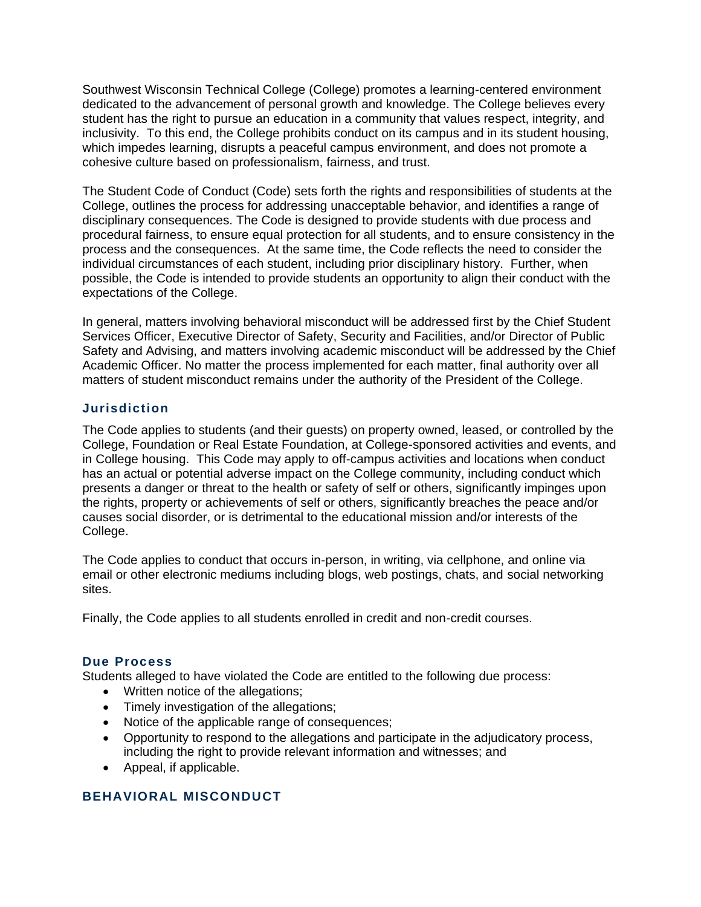Southwest Wisconsin Technical College (College) promotes a learning-centered environment dedicated to the advancement of personal growth and knowledge. The College believes every student has the right to pursue an education in a community that values respect, integrity, and inclusivity. To this end, the College prohibits conduct on its campus and in its student housing, which impedes learning, disrupts a peaceful campus environment, and does not promote a cohesive culture based on professionalism, fairness, and trust.

The Student Code of Conduct (Code) sets forth the rights and responsibilities of students at the College, outlines the process for addressing unacceptable behavior, and identifies a range of disciplinary consequences. The Code is designed to provide students with due process and procedural fairness, to ensure equal protection for all students, and to ensure consistency in the process and the consequences. At the same time, the Code reflects the need to consider the individual circumstances of each student, including prior disciplinary history. Further, when possible, the Code is intended to provide students an opportunity to align their conduct with the expectations of the College.

In general, matters involving behavioral misconduct will be addressed first by the Chief Student Services Officer, Executive Director of Safety, Security and Facilities, and/or Director of Public Safety and Advising, and matters involving academic misconduct will be addressed by the Chief Academic Officer. No matter the process implemented for each matter, final authority over all matters of student misconduct remains under the authority of the President of the College.

### Jurisdiction

The Code applies to students (and their guests) on property owned, leased, or controlled by the College, Foundation or Real Estate Foundation, at College-sponsored activities and events, and in College housing. This Code may apply to off-campus activities and locations when conduct has an actual or potential adverse impact on the College community, including conduct which presents a danger or threat to the health or safety of self or others, significantly impinges upon the rights, property or achievements of self or others, significantly breaches the peace and/or causes social disorder, or is detrimental to the educational mission and/or interests of the College.

The Code applies to conduct that occurs in-person, in writing, via cellphone, and online via email or other electronic mediums including blogs, web postings, chats, and social networking sites.

Finally, the Code applies to all students enrolled in credit and non-credit courses.

### Due Process

Students alleged to have violated the Code are entitled to the following due process:

- Written notice of the allegations;
- Timely investigation of the allegations;
- Notice of the applicable range of consequences;
- Opportunity to respond to the allegations and participate in the adjudicatory process, including the right to provide relevant information and witnesses; and
- Appeal, if applicable.

## BEHAVIORAL MISCONDUCT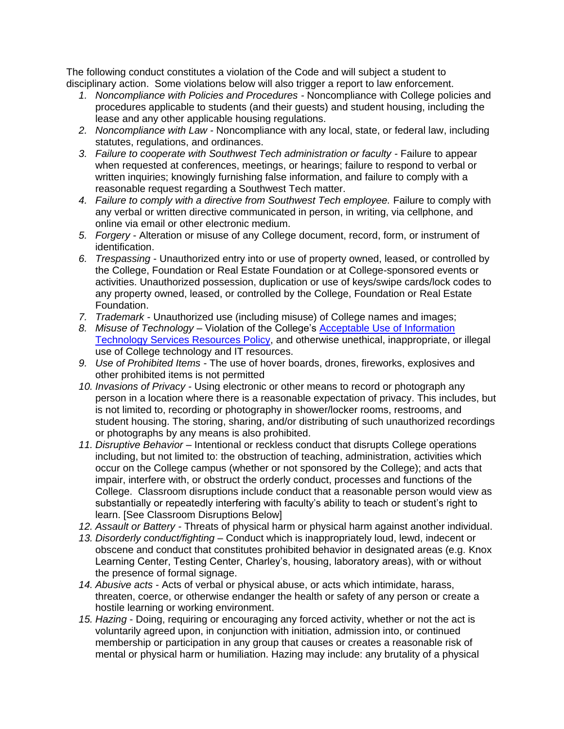The following conduct constitutes a violation of the Code and will subject a student to disciplinary action. Some violations below will also trigger a report to law enforcement.

1. *Noncompliance with Policies and Procedures* - Noncompliance with College policies and procedures applicable to students (and their guests) and student housing, including the lease and any other applicable housing regulations.
2. *Noncompliance with Law* - Noncompliance with any local, state, or federal law, including statutes, regulations, and ordinances.
3. *Failure to cooperate with Southwest Tech administration or faculty* - Failure to appear when requested at conferences, meetings, or hearings; failure to respond to verbal or written inquiries; knowingly furnishing false information, and failure to comply with a reasonable request regarding a Southwest Tech matter.
4. *Failure to comply with a directive from Southwest Tech employee.* Failure to comply with any verbal or written directive communicated in person, in writing, via cellphone, and online via email or other electronic medium.
5. *Forgery* - Alteration or misuse of any College document, record, form, or instrument of identification.
6. *Trespassing* - Unauthorized entry into or use of property owned, leased, or controlled by the College, Foundation or Real Estate Foundation or at College-sponsored events or activities. Unauthorized possession, duplication or use of keys/swipe cards/lock codes to any property owned, leased, or controlled by the College, Foundation or Real Estate Foundation.
7. *Trademark* - Unauthorized use (including misuse) of College names and images;
8. *Misuse of Technology* – Violation of the College's [Acceptable Use of Information Technology Services Resources Policy](), and otherwise unethical, inappropriate, or illegal use of College technology and IT resources.
9. *Use of Prohibited Items* - The use of hover boards, drones, fireworks, explosives and other prohibited items is not permitted
10. *Invasions of Privacy* - Using electronic or other means to record or photograph any person in a location where there is a reasonable expectation of privacy. This includes, but is not limited to, recording or photography in shower/locker rooms, restrooms, and student housing. The storing, sharing, and/or distributing of such unauthorized recordings or photographs by any means is also prohibited.
11. *Disruptive Behavior* – Intentional or reckless conduct that disrupts College operations including, but not limited to: the obstruction of teaching, administration, activities which occur on the College campus (whether or not sponsored by the College); and acts that impair, interfere with, or obstruct the orderly conduct, processes and functions of the College. Classroom disruptions include conduct that a reasonable person would view as substantially or repeatedly interfering with faculty's ability to teach or student's right to learn. [See Classroom Disruptions Below]
12. *Assault or Battery* - Threats of physical harm or physical harm against another individual.
13. *Disorderly conduct/fighting* – Conduct which is inappropriately loud, lewd, indecent or obscene and conduct that constitutes prohibited behavior in designated areas (e.g. Knox Learning Center, Testing Center, Charley's, housing, laboratory areas), with or without the presence of formal signage.
14. *Abusive acts* - Acts of verbal or physical abuse, or acts which intimidate, harass, threaten, coerce, or otherwise endanger the health or safety of any person or create a hostile learning or working environment.
15. *Hazing* - Doing, requiring or encouraging any forced activity, whether or not the act is voluntarily agreed upon, in conjunction with initiation, admission into, or continued membership or participation in any group that causes or creates a reasonable risk of mental or physical harm or humiliation. Hazing may include: any brutality of a physical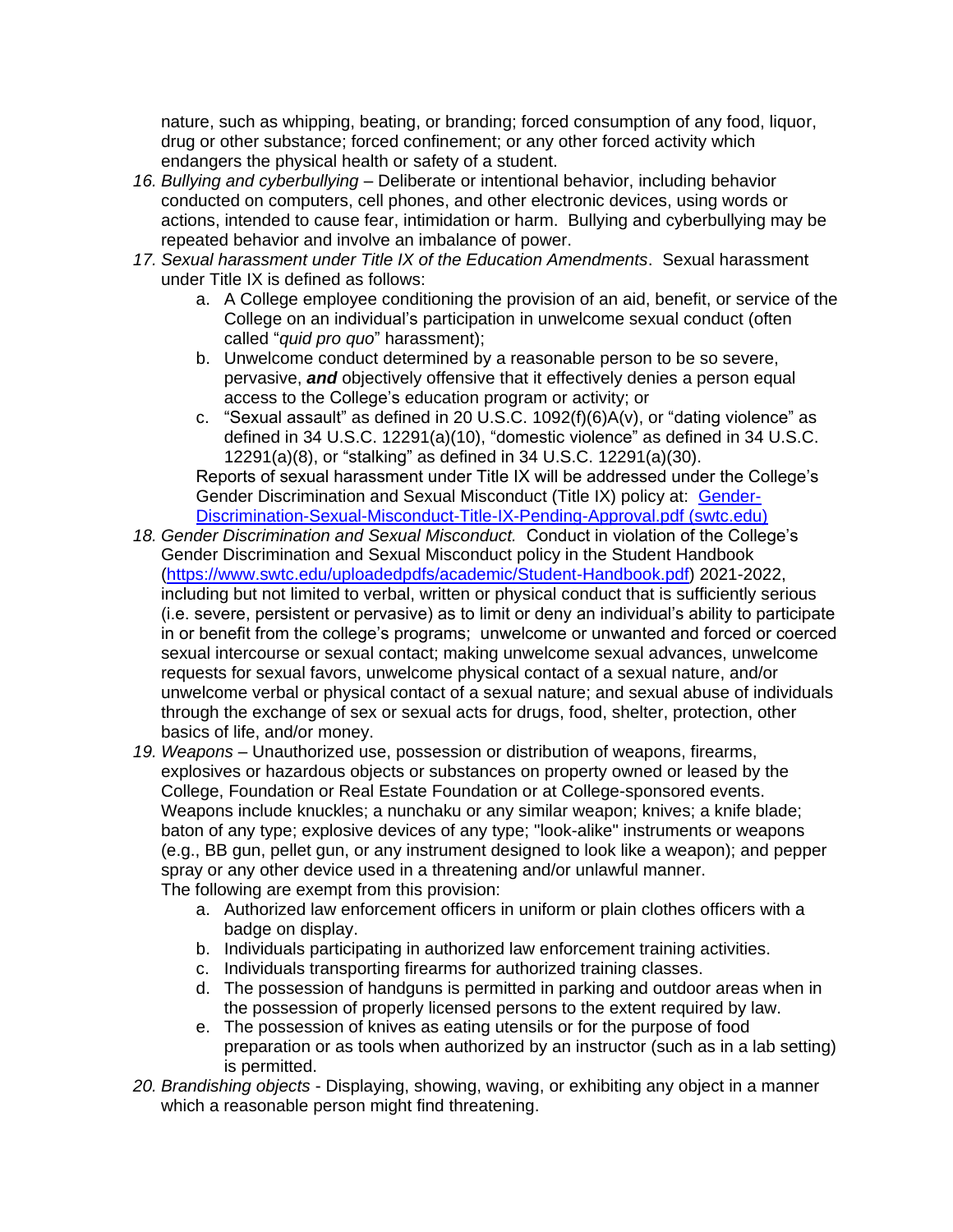nature, such as whipping, beating, or branding; forced consumption of any food, liquor, drug or other substance; forced confinement; or any other forced activity which endangers the physical health or safety of a student.

16. *Bullying and cyberbullying* – Deliberate or intentional behavior, including behavior conducted on computers, cell phones, and other electronic devices, using words or actions, intended to cause fear, intimidation or harm. Bullying and cyberbullying may be repeated behavior and involve an imbalance of power.
17. *Sexual harassment under Title IX of the Education Amendments*. Sexual harassment under Title IX is defined as follows:
    a. A College employee conditioning the provision of an aid, benefit, or service of the College on an individual's participation in unwelcome sexual conduct (often called "*quid pro quo*" harassment);
    b. Unwelcome conduct determined by a reasonable person to be so severe, pervasive, ***and*** objectively offensive that it effectively denies a person equal access to the College's education program or activity; or
    c. "Sexual assault" as defined in 20 U.S.C. 1092(f)(6)A(v), or "dating violence" as defined in 34 U.S.C. 12291(a)(10), "domestic violence" as defined in 34 U.S.C. 12291(a)(8), or "stalking" as defined in 34 U.S.C. 12291(a)(30).

    Reports of sexual harassment under Title IX will be addressed under the College's Gender Discrimination and Sexual Misconduct (Title IX) policy at: [Gender-Discrimination-Sexual-Misconduct-Title-IX-Pending-Approval.pdf (swtc.edu)]()
18. *Gender Discrimination and Sexual Misconduct.* Conduct in violation of the College's Gender Discrimination and Sexual Misconduct policy in the Student Handbook (https://www.swtc.edu/uploadedpdfs/academic/Student-Handbook.pdf) 2021-2022, including but not limited to verbal, written or physical conduct that is sufficiently serious (i.e. severe, persistent or pervasive) as to limit or deny an individual's ability to participate in or benefit from the college's programs; unwelcome or unwanted and forced or coerced sexual intercourse or sexual contact; making unwelcome sexual advances, unwelcome requests for sexual favors, unwelcome physical contact of a sexual nature, and/or unwelcome verbal or physical contact of a sexual nature; and sexual abuse of individuals through the exchange of sex or sexual acts for drugs, food, shelter, protection, other basics of life, and/or money.
19. *Weapons* – Unauthorized use, possession or distribution of weapons, firearms, explosives or hazardous objects or substances on property owned or leased by the College, Foundation or Real Estate Foundation or at College-sponsored events. Weapons include knuckles; a nunchaku or any similar weapon; knives; a knife blade; baton of any type; explosive devices of any type; "look-alike" instruments or weapons (e.g., BB gun, pellet gun, or any instrument designed to look like a weapon); and pepper spray or any other device used in a threatening and/or unlawful manner.

    The following are exempt from this provision:
    a. Authorized law enforcement officers in uniform or plain clothes officers with a badge on display.
    b. Individuals participating in authorized law enforcement training activities.
    c. Individuals transporting firearms for authorized training classes.
    d. The possession of handguns is permitted in parking and outdoor areas when in the possession of properly licensed persons to the extent required by law.
    e. The possession of knives as eating utensils or for the purpose of food preparation or as tools when authorized by an instructor (such as in a lab setting) is permitted.
20. *Brandishing objects* - Displaying, showing, waving, or exhibiting any object in a manner which a reasonable person might find threatening.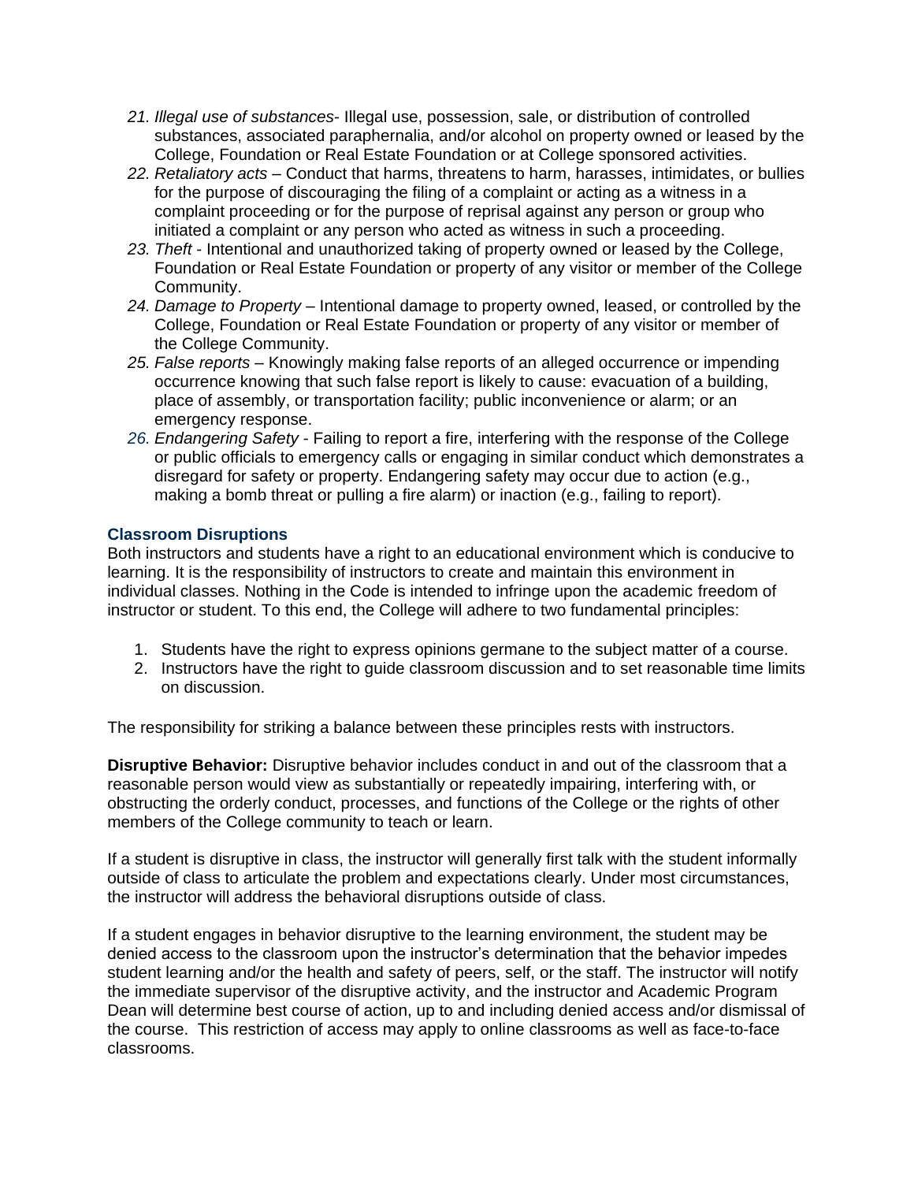21. *Illegal use of substances*- Illegal use, possession, sale, or distribution of controlled substances, associated paraphernalia, and/or alcohol on property owned or leased by the College, Foundation or Real Estate Foundation or at College sponsored activities.
22. *Retaliatory acts* – Conduct that harms, threatens to harm, harasses, intimidates, or bullies for the purpose of discouraging the filing of a complaint or acting as a witness in a complaint proceeding or for the purpose of reprisal against any person or group who initiated a complaint or any person who acted as witness in such a proceeding.
23. *Theft* - Intentional and unauthorized taking of property owned or leased by the College, Foundation or Real Estate Foundation or property of any visitor or member of the College Community.
24. *Damage to Property* – Intentional damage to property owned, leased, or controlled by the College, Foundation or Real Estate Foundation or property of any visitor or member of the College Community.
25. *False reports* – Knowingly making false reports of an alleged occurrence or impending occurrence knowing that such false report is likely to cause: evacuation of a building, place of assembly, or transportation facility; public inconvenience or alarm; or an emergency response.
26. *Endangering Safety* - Failing to report a fire, interfering with the response of the College or public officials to emergency calls or engaging in similar conduct which demonstrates a disregard for safety or property. Endangering safety may occur due to action (e.g., making a bomb threat or pulling a fire alarm) or inaction (e.g., failing to report).

### Classroom Disruptions

Both instructors and students have a right to an educational environment which is conducive to learning. It is the responsibility of instructors to create and maintain this environment in individual classes. Nothing in the Code is intended to infringe upon the academic freedom of instructor or student. To this end, the College will adhere to two fundamental principles:

1. Students have the right to express opinions germane to the subject matter of a course.
2. Instructors have the right to guide classroom discussion and to set reasonable time limits on discussion.

The responsibility for striking a balance between these principles rests with instructors.

**Disruptive Behavior:** Disruptive behavior includes conduct in and out of the classroom that a reasonable person would view as substantially or repeatedly impairing, interfering with, or obstructing the orderly conduct, processes, and functions of the College or the rights of other members of the College community to teach or learn.

If a student is disruptive in class, the instructor will generally first talk with the student informally outside of class to articulate the problem and expectations clearly. Under most circumstances, the instructor will address the behavioral disruptions outside of class.

If a student engages in behavior disruptive to the learning environment, the student may be denied access to the classroom upon the instructor's determination that the behavior impedes student learning and/or the health and safety of peers, self, or the staff. The instructor will notify the immediate supervisor of the disruptive activity, and the instructor and Academic Program Dean will determine best course of action, up to and including denied access and/or dismissal of the course. This restriction of access may apply to online classrooms as well as face-to-face classrooms.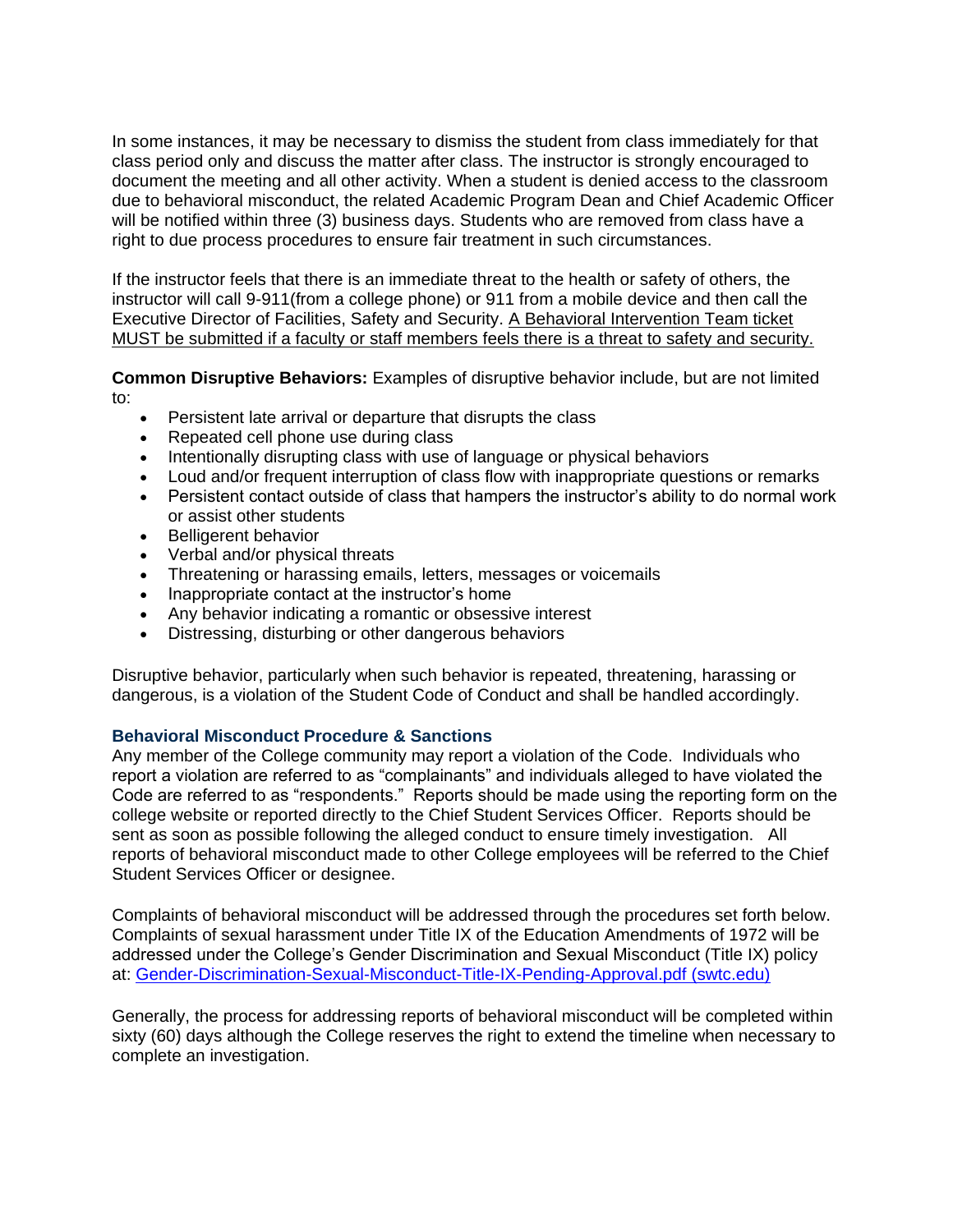In some instances, it may be necessary to dismiss the student from class immediately for that class period only and discuss the matter after class. The instructor is strongly encouraged to document the meeting and all other activity. When a student is denied access to the classroom due to behavioral misconduct, the related Academic Program Dean and Chief Academic Officer will be notified within three (3) business days. Students who are removed from class have a right to due process procedures to ensure fair treatment in such circumstances.

If the instructor feels that there is an immediate threat to the health or safety of others, the instructor will call 9-911(from a college phone) or 911 from a mobile device and then call the Executive Director of Facilities, Safety and Security. <u>A Behavioral Intervention Team ticket MUST be submitted if a faculty or staff members feels there is a threat to safety and security.</u>

**Common Disruptive Behaviors:** Examples of disruptive behavior include, but are not limited to:

- Persistent late arrival or departure that disrupts the class
- Repeated cell phone use during class
- Intentionally disrupting class with use of language or physical behaviors
- Loud and/or frequent interruption of class flow with inappropriate questions or remarks
- Persistent contact outside of class that hampers the instructor's ability to do normal work or assist other students
- Belligerent behavior
- Verbal and/or physical threats
- Threatening or harassing emails, letters, messages or voicemails
- Inappropriate contact at the instructor's home
- Any behavior indicating a romantic or obsessive interest
- Distressing, disturbing or other dangerous behaviors

Disruptive behavior, particularly when such behavior is repeated, threatening, harassing or dangerous, is a violation of the Student Code of Conduct and shall be handled accordingly.

### Behavioral Misconduct Procedure & Sanctions

Any member of the College community may report a violation of the Code. Individuals who report a violation are referred to as "complainants" and individuals alleged to have violated the Code are referred to as "respondents." Reports should be made using the reporting form on the college website or reported directly to the Chief Student Services Officer. Reports should be sent as soon as possible following the alleged conduct to ensure timely investigation. All reports of behavioral misconduct made to other College employees will be referred to the Chief Student Services Officer or designee.

Complaints of behavioral misconduct will be addressed through the procedures set forth below. Complaints of sexual harassment under Title IX of the Education Amendments of 1972 will be addressed under the College's Gender Discrimination and Sexual Misconduct (Title IX) policy at: [Gender-Discrimination-Sexual-Misconduct-Title-IX-Pending-Approval.pdf (swtc.edu)]()

Generally, the process for addressing reports of behavioral misconduct will be completed within sixty (60) days although the College reserves the right to extend the timeline when necessary to complete an investigation.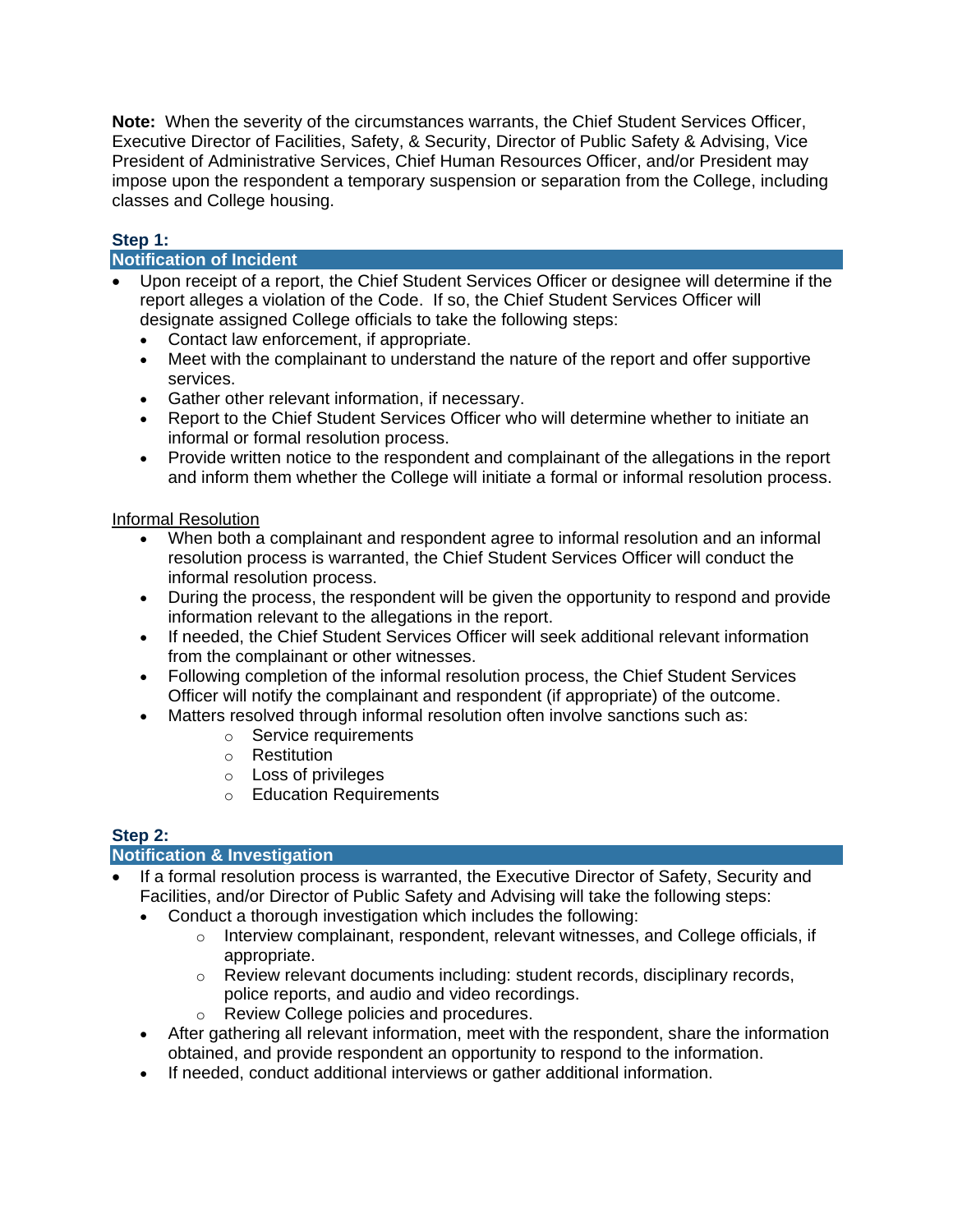**Note:** When the severity of the circumstances warrants, the Chief Student Services Officer, Executive Director of Facilities, Safety, & Security, Director of Public Safety & Advising, Vice President of Administrative Services, Chief Human Resources Officer, and/or President may impose upon the respondent a temporary suspension or separation from the College, including classes and College housing.

### Step 1:

### Notification of Incident

- Upon receipt of a report, the Chief Student Services Officer or designee will determine if the report alleges a violation of the Code. If so, the Chief Student Services Officer will designate assigned College officials to take the following steps:
  - Contact law enforcement, if appropriate.
  - Meet with the complainant to understand the nature of the report and offer supportive services.
  - Gather other relevant information, if necessary.
  - Report to the Chief Student Services Officer who will determine whether to initiate an informal or formal resolution process.
  - Provide written notice to the respondent and complainant of the allegations in the report and inform them whether the College will initiate a formal or informal resolution process.

<u>Informal Resolution</u>

- When both a complainant and respondent agree to informal resolution and an informal resolution process is warranted, the Chief Student Services Officer will conduct the informal resolution process.
- During the process, the respondent will be given the opportunity to respond and provide information relevant to the allegations in the report.
- If needed, the Chief Student Services Officer will seek additional relevant information from the complainant or other witnesses.
- Following completion of the informal resolution process, the Chief Student Services Officer will notify the complainant and respondent (if appropriate) of the outcome.
- Matters resolved through informal resolution often involve sanctions such as:
  - Service requirements
  - Restitution
  - Loss of privileges
  - Education Requirements

### Step 2:

### Notification & Investigation

- If a formal resolution process is warranted, the Executive Director of Safety, Security and Facilities, and/or Director of Public Safety and Advising will take the following steps:
  - Conduct a thorough investigation which includes the following:
    - Interview complainant, respondent, relevant witnesses, and College officials, if appropriate.
    - Review relevant documents including: student records, disciplinary records, police reports, and audio and video recordings.
    - Review College policies and procedures.
  - After gathering all relevant information, meet with the respondent, share the information obtained, and provide respondent an opportunity to respond to the information.
  - If needed, conduct additional interviews or gather additional information.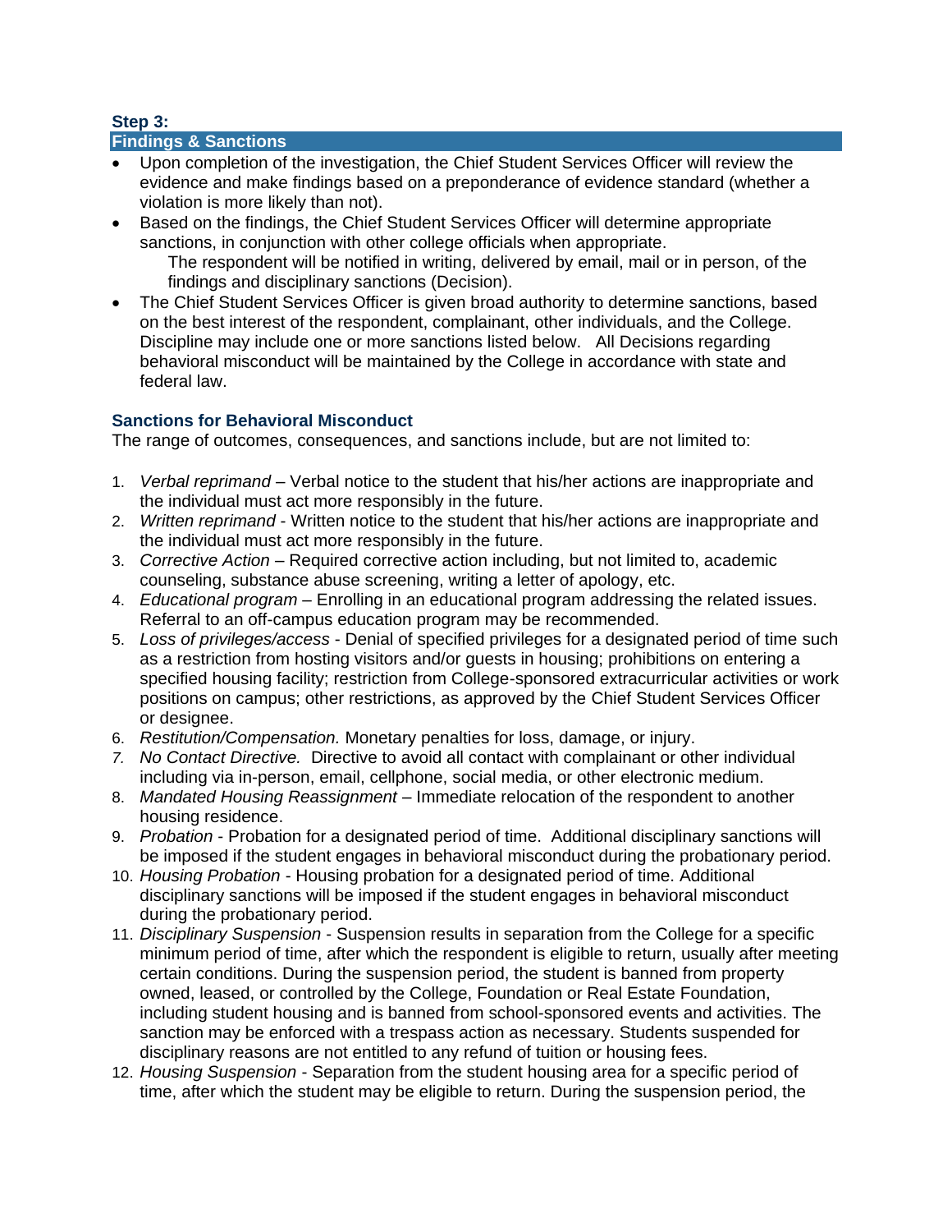### Step 3:

### Findings & Sanctions

- Upon completion of the investigation, the Chief Student Services Officer will review the evidence and make findings based on a preponderance of evidence standard (whether a violation is more likely than not).
- Based on the findings, the Chief Student Services Officer will determine appropriate sanctions, in conjunction with other college officials when appropriate.
  The respondent will be notified in writing, delivered by email, mail or in person, of the findings and disciplinary sanctions (Decision).
- The Chief Student Services Officer is given broad authority to determine sanctions, based on the best interest of the respondent, complainant, other individuals, and the College. Discipline may include one or more sanctions listed below. All Decisions regarding behavioral misconduct will be maintained by the College in accordance with state and federal law.

### Sanctions for Behavioral Misconduct

The range of outcomes, consequences, and sanctions include, but are not limited to:

1. *Verbal reprimand* – Verbal notice to the student that his/her actions are inappropriate and the individual must act more responsibly in the future.
2. *Written reprimand* - Written notice to the student that his/her actions are inappropriate and the individual must act more responsibly in the future.
3. *Corrective Action* – Required corrective action including, but not limited to, academic counseling, substance abuse screening, writing a letter of apology, etc.
4. *Educational program* – Enrolling in an educational program addressing the related issues. Referral to an off-campus education program may be recommended.
5. *Loss of privileges/access* - Denial of specified privileges for a designated period of time such as a restriction from hosting visitors and/or guests in housing; prohibitions on entering a specified housing facility; restriction from College-sponsored extracurricular activities or work positions on campus; other restrictions, as approved by the Chief Student Services Officer or designee.
6. *Restitution/Compensation.* Monetary penalties for loss, damage, or injury.
7. *No Contact Directive.* Directive to avoid all contact with complainant or other individual including via in-person, email, cellphone, social media, or other electronic medium.
8. *Mandated Housing Reassignment* – Immediate relocation of the respondent to another housing residence.
9. *Probation* - Probation for a designated period of time. Additional disciplinary sanctions will be imposed if the student engages in behavioral misconduct during the probationary period.
10. *Housing Probation* - Housing probation for a designated period of time. Additional disciplinary sanctions will be imposed if the student engages in behavioral misconduct during the probationary period.
11. *Disciplinary Suspension* - Suspension results in separation from the College for a specific minimum period of time, after which the respondent is eligible to return, usually after meeting certain conditions. During the suspension period, the student is banned from property owned, leased, or controlled by the College, Foundation or Real Estate Foundation, including student housing and is banned from school-sponsored events and activities. The sanction may be enforced with a trespass action as necessary. Students suspended for disciplinary reasons are not entitled to any refund of tuition or housing fees.
12. *Housing Suspension* - Separation from the student housing area for a specific period of time, after which the student may be eligible to return. During the suspension period, the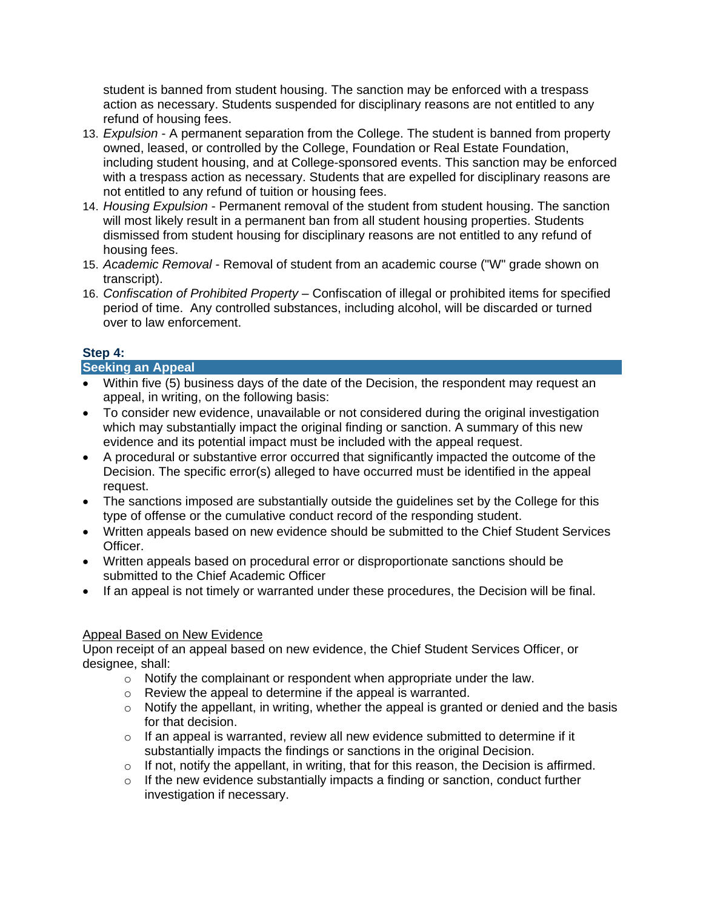student is banned from student housing. The sanction may be enforced with a trespass action as necessary. Students suspended for disciplinary reasons are not entitled to any refund of housing fees.

13. *Expulsion* - A permanent separation from the College. The student is banned from property owned, leased, or controlled by the College, Foundation or Real Estate Foundation, including student housing, and at College-sponsored events. This sanction may be enforced with a trespass action as necessary. Students that are expelled for disciplinary reasons are not entitled to any refund of tuition or housing fees.
14. *Housing Expulsion* - Permanent removal of the student from student housing. The sanction will most likely result in a permanent ban from all student housing properties. Students dismissed from student housing for disciplinary reasons are not entitled to any refund of housing fees.
15. *Academic Removal* - Removal of student from an academic course ("W" grade shown on transcript).
16. *Confiscation of Prohibited Property* – Confiscation of illegal or prohibited items for specified period of time. Any controlled substances, including alcohol, will be discarded or turned over to law enforcement.

### Step 4:

### Seeking an Appeal

- Within five (5) business days of the date of the Decision, the respondent may request an appeal, in writing, on the following basis:
- To consider new evidence, unavailable or not considered during the original investigation which may substantially impact the original finding or sanction. A summary of this new evidence and its potential impact must be included with the appeal request.
- A procedural or substantive error occurred that significantly impacted the outcome of the Decision. The specific error(s) alleged to have occurred must be identified in the appeal request.
- The sanctions imposed are substantially outside the guidelines set by the College for this type of offense or the cumulative conduct record of the responding student.
- Written appeals based on new evidence should be submitted to the Chief Student Services Officer.
- Written appeals based on procedural error or disproportionate sanctions should be submitted to the Chief Academic Officer
- If an appeal is not timely or warranted under these procedures, the Decision will be final.

<u>Appeal Based on New Evidence</u>

Upon receipt of an appeal based on new evidence, the Chief Student Services Officer, or designee, shall:

- Notify the complainant or respondent when appropriate under the law.
- Review the appeal to determine if the appeal is warranted.
- Notify the appellant, in writing, whether the appeal is granted or denied and the basis for that decision.
- If an appeal is warranted, review all new evidence submitted to determine if it substantially impacts the findings or sanctions in the original Decision.
- If not, notify the appellant, in writing, that for this reason, the Decision is affirmed.
- If the new evidence substantially impacts a finding or sanction, conduct further investigation if necessary.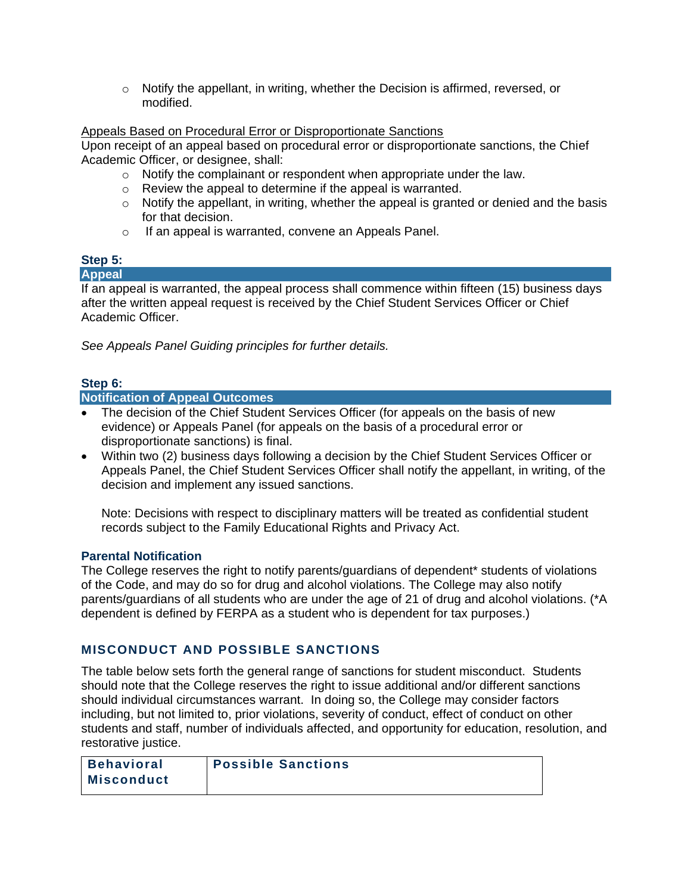- Notify the appellant, in writing, whether the Decision is affirmed, reversed, or modified.

Appeals Based on Procedural Error or Disproportionate Sanctions

Upon receipt of an appeal based on procedural error or disproportionate sanctions, the Chief Academic Officer, or designee, shall:

- Notify the complainant or respondent when appropriate under the law.
- Review the appeal to determine if the appeal is warranted.
- Notify the appellant, in writing, whether the appeal is granted or denied and the basis for that decision.
- If an appeal is warranted, convene an Appeals Panel.

### Step 5:

### Appeal

If an appeal is warranted, the appeal process shall commence within fifteen (15) business days after the written appeal request is received by the Chief Student Services Officer or Chief Academic Officer.

*See Appeals Panel Guiding principles for further details.*

### Step 6:

### Notification of Appeal Outcomes

- The decision of the Chief Student Services Officer (for appeals on the basis of new evidence) or Appeals Panel (for appeals on the basis of a procedural error or disproportionate sanctions) is final.
- Within two (2) business days following a decision by the Chief Student Services Officer or Appeals Panel, the Chief Student Services Officer shall notify the appellant, in writing, of the decision and implement any issued sanctions.

  Note: Decisions with respect to disciplinary matters will be treated as confidential student records subject to the Family Educational Rights and Privacy Act.

### Parental Notification

The College reserves the right to notify parents/guardians of dependent* students of violations of the Code, and may do so for drug and alcohol violations. The College may also notify parents/guardians of all students who are under the age of 21 of drug and alcohol violations. (*A dependent is defined by FERPA as a student who is dependent for tax purposes.)

## MISCONDUCT AND POSSIBLE SANCTIONS

The table below sets forth the general range of sanctions for student misconduct. Students should note that the College reserves the right to issue additional and/or different sanctions should individual circumstances warrant. In doing so, the College may consider factors including, but not limited to, prior violations, severity of conduct, effect of conduct on other students and staff, number of individuals affected, and opportunity for education, resolution, and restorative justice.

| Behavioral Misconduct | Possible Sanctions |
|---|---|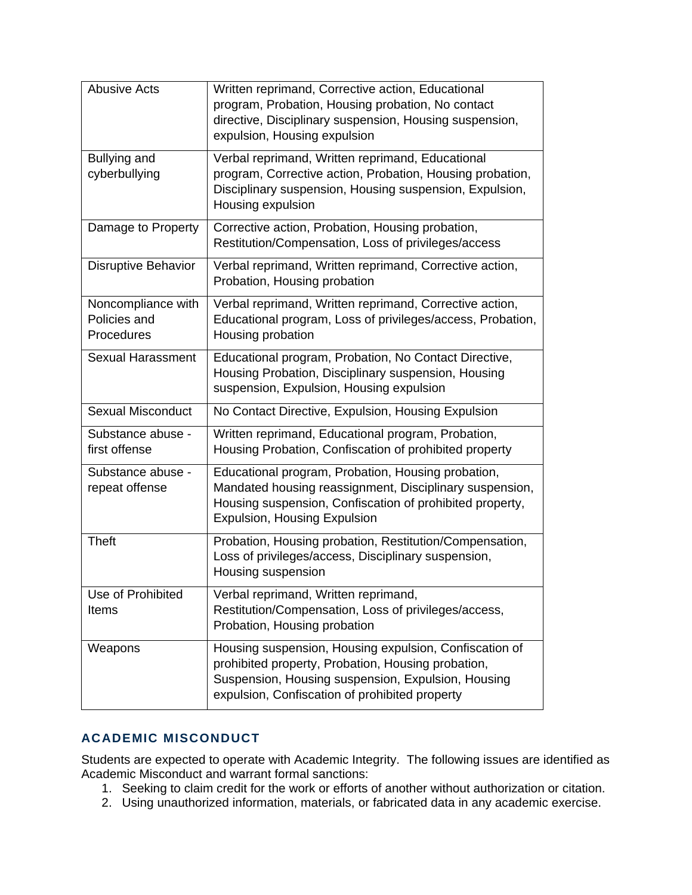| Abusive Acts | Written reprimand, Corrective action, Educational program, Probation, Housing probation, No contact directive, Disciplinary suspension, Housing suspension, expulsion, Housing expulsion |
|---|---|
| Bullying and cyberbullying | Verbal reprimand, Written reprimand, Educational program, Corrective action, Probation, Housing probation, Disciplinary suspension, Housing suspension, Expulsion, Housing expulsion |
| Damage to Property | Corrective action, Probation, Housing probation, Restitution/Compensation, Loss of privileges/access |
| Disruptive Behavior | Verbal reprimand, Written reprimand, Corrective action, Probation, Housing probation |
| Noncompliance with Policies and Procedures | Verbal reprimand, Written reprimand, Corrective action, Educational program, Loss of privileges/access, Probation, Housing probation |
| Sexual Harassment | Educational program, Probation, No Contact Directive, Housing Probation, Disciplinary suspension, Housing suspension, Expulsion, Housing expulsion |
| Sexual Misconduct | No Contact Directive, Expulsion, Housing Expulsion |
| Substance abuse - first offense | Written reprimand, Educational program, Probation, Housing Probation, Confiscation of prohibited property |
| Substance abuse - repeat offense | Educational program, Probation, Housing probation, Mandated housing reassignment, Disciplinary suspension, Housing suspension, Confiscation of prohibited property, Expulsion, Housing Expulsion |
| Theft | Probation, Housing probation, Restitution/Compensation, Loss of privileges/access, Disciplinary suspension, Housing suspension |
| Use of Prohibited Items | Verbal reprimand, Written reprimand, Restitution/Compensation, Loss of privileges/access, Probation, Housing probation |
| Weapons | Housing suspension, Housing expulsion, Confiscation of prohibited property, Probation, Housing probation, Suspension, Housing suspension, Expulsion, Housing expulsion, Confiscation of prohibited property |

## ACADEMIC MISCONDUCT

Students are expected to operate with Academic Integrity. The following issues are identified as Academic Misconduct and warrant formal sanctions:

1. Seeking to claim credit for the work or efforts of another without authorization or citation.
2. Using unauthorized information, materials, or fabricated data in any academic exercise.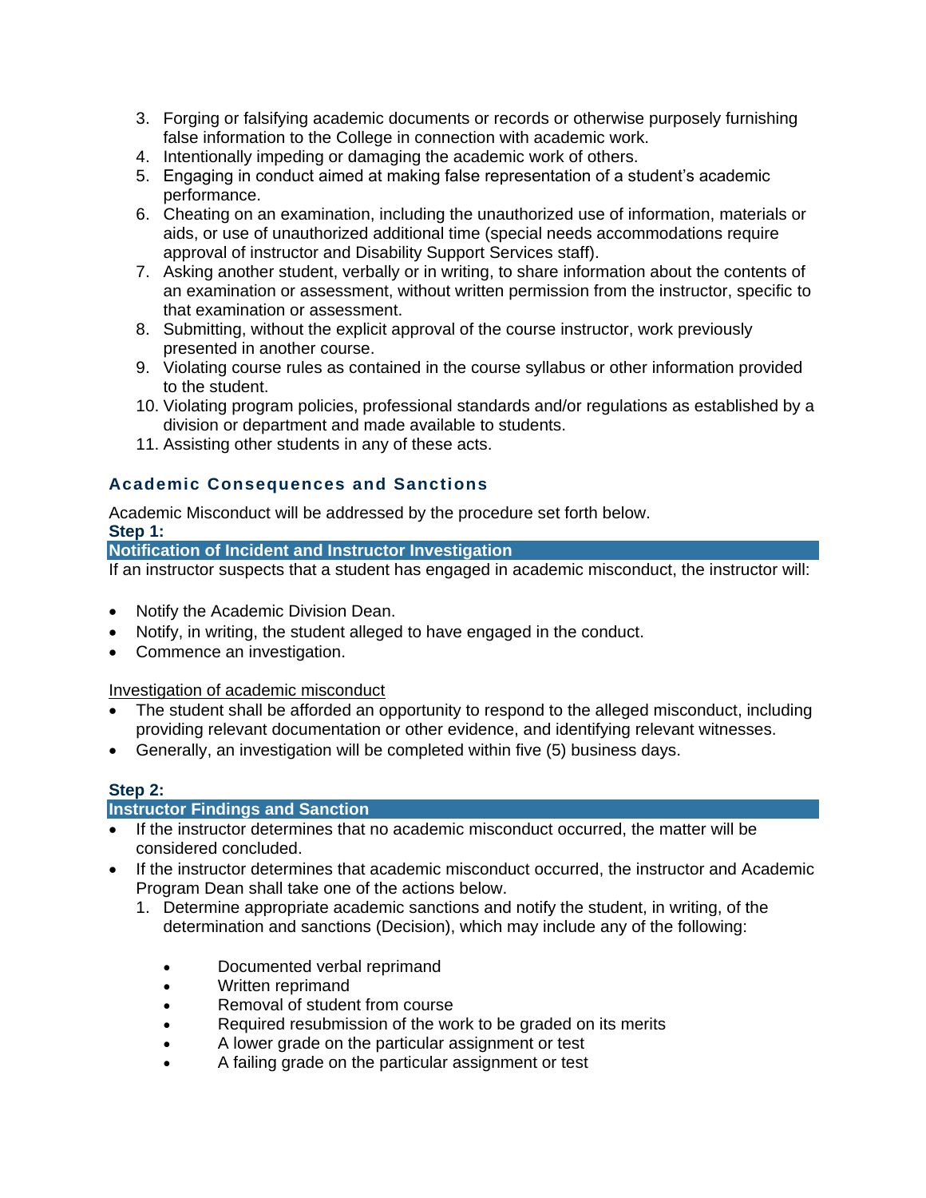3. Forging or falsifying academic documents or records or otherwise purposely furnishing false information to the College in connection with academic work.
4. Intentionally impeding or damaging the academic work of others.
5. Engaging in conduct aimed at making false representation of a student's academic performance.
6. Cheating on an examination, including the unauthorized use of information, materials or aids, or use of unauthorized additional time (special needs accommodations require approval of instructor and Disability Support Services staff).
7. Asking another student, verbally or in writing, to share information about the contents of an examination or assessment, without written permission from the instructor, specific to that examination or assessment.
8. Submitting, without the explicit approval of the course instructor, work previously presented in another course.
9. Violating course rules as contained in the course syllabus or other information provided to the student.
10. Violating program policies, professional standards and/or regulations as established by a division or department and made available to students.
11. Assisting other students in any of these acts.

### Academic Consequences and Sanctions

Academic Misconduct will be addressed by the procedure set forth below.

**Step 1:**

**Notification of Incident and Instructor Investigation**

If an instructor suspects that a student has engaged in academic misconduct, the instructor will:

- Notify the Academic Division Dean.
- Notify, in writing, the student alleged to have engaged in the conduct.
- Commence an investigation.

Investigation of academic misconduct

- The student shall be afforded an opportunity to respond to the alleged misconduct, including providing relevant documentation or other evidence, and identifying relevant witnesses.
- Generally, an investigation will be completed within five (5) business days.

**Step 2:**

**Instructor Findings and Sanction**

- If the instructor determines that no academic misconduct occurred, the matter will be considered concluded.
- If the instructor determines that academic misconduct occurred, the instructor and Academic Program Dean shall take one of the actions below.
  1. Determine appropriate academic sanctions and notify the student, in writing, of the determination and sanctions (Decision), which may include any of the following:
     - Documented verbal reprimand
     - Written reprimand
     - Removal of student from course
     - Required resubmission of the work to be graded on its merits
     - A lower grade on the particular assignment or test
     - A failing grade on the particular assignment or test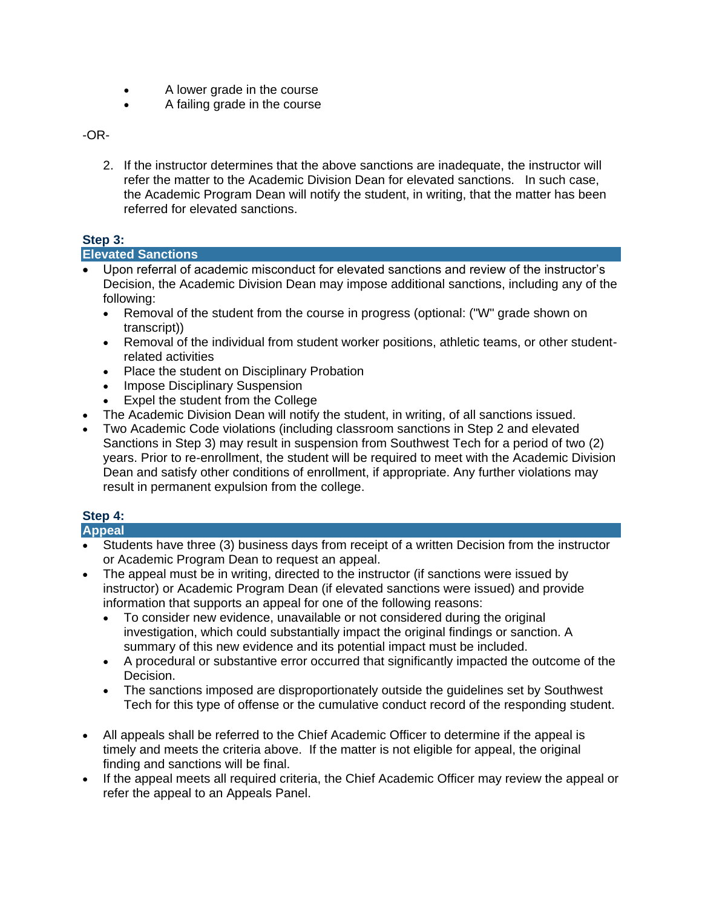- A lower grade in the course
- A failing grade in the course

-OR-

2. If the instructor determines that the above sanctions are inadequate, the instructor will refer the matter to the Academic Division Dean for elevated sanctions. In such case, the Academic Program Dean will notify the student, in writing, that the matter has been referred for elevated sanctions.

### Step 3:

### Elevated Sanctions

- Upon referral of academic misconduct for elevated sanctions and review of the instructor's Decision, the Academic Division Dean may impose additional sanctions, including any of the following:
  - Removal of the student from the course in progress (optional: ("W" grade shown on transcript))
  - Removal of the individual from student worker positions, athletic teams, or other student-related activities
  - Place the student on Disciplinary Probation
  - Impose Disciplinary Suspension
  - Expel the student from the College
- The Academic Division Dean will notify the student, in writing, of all sanctions issued.
- Two Academic Code violations (including classroom sanctions in Step 2 and elevated Sanctions in Step 3) may result in suspension from Southwest Tech for a period of two (2) years. Prior to re-enrollment, the student will be required to meet with the Academic Division Dean and satisfy other conditions of enrollment, if appropriate. Any further violations may result in permanent expulsion from the college.

### Step 4:

### Appeal

- Students have three (3) business days from receipt of a written Decision from the instructor or Academic Program Dean to request an appeal.
- The appeal must be in writing, directed to the instructor (if sanctions were issued by instructor) or Academic Program Dean (if elevated sanctions were issued) and provide information that supports an appeal for one of the following reasons:
  - To consider new evidence, unavailable or not considered during the original investigation, which could substantially impact the original findings or sanction. A summary of this new evidence and its potential impact must be included.
  - A procedural or substantive error occurred that significantly impacted the outcome of the Decision.
  - The sanctions imposed are disproportionately outside the guidelines set by Southwest Tech for this type of offense or the cumulative conduct record of the responding student.
- All appeals shall be referred to the Chief Academic Officer to determine if the appeal is timely and meets the criteria above. If the matter is not eligible for appeal, the original finding and sanctions will be final.
- If the appeal meets all required criteria, the Chief Academic Officer may review the appeal or refer the appeal to an Appeals Panel.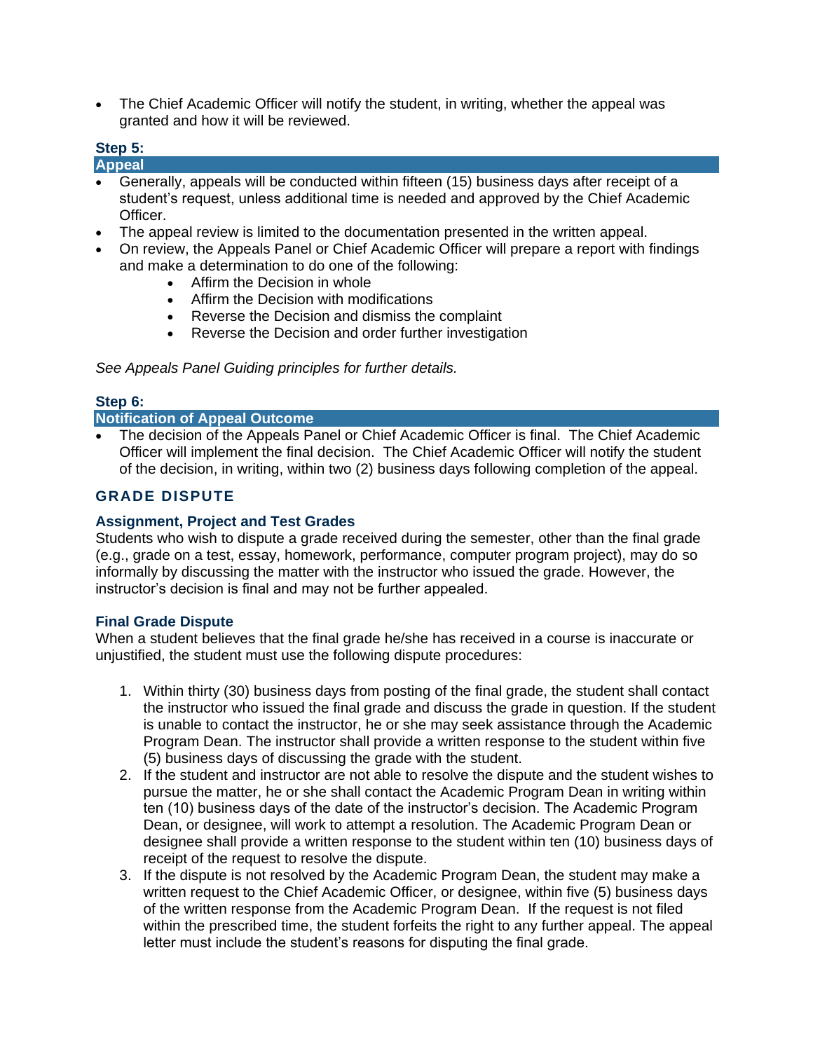- The Chief Academic Officer will notify the student, in writing, whether the appeal was granted and how it will be reviewed.

### Step 5:

### Appeal

- Generally, appeals will be conducted within fifteen (15) business days after receipt of a student's request, unless additional time is needed and approved by the Chief Academic Officer.
- The appeal review is limited to the documentation presented in the written appeal.
- On review, the Appeals Panel or Chief Academic Officer will prepare a report with findings and make a determination to do one of the following:
  - Affirm the Decision in whole
  - Affirm the Decision with modifications
  - Reverse the Decision and dismiss the complaint
  - Reverse the Decision and order further investigation

*See Appeals Panel Guiding principles for further details.*

### Step 6:

### Notification of Appeal Outcome

- The decision of the Appeals Panel or Chief Academic Officer is final. The Chief Academic Officer will implement the final decision. The Chief Academic Officer will notify the student of the decision, in writing, within two (2) business days following completion of the appeal.

## GRADE DISPUTE

### Assignment, Project and Test Grades

Students who wish to dispute a grade received during the semester, other than the final grade (e.g., grade on a test, essay, homework, performance, computer program project), may do so informally by discussing the matter with the instructor who issued the grade. However, the instructor's decision is final and may not be further appealed.

### Final Grade Dispute

When a student believes that the final grade he/she has received in a course is inaccurate or unjustified, the student must use the following dispute procedures:

1. Within thirty (30) business days from posting of the final grade, the student shall contact the instructor who issued the final grade and discuss the grade in question. If the student is unable to contact the instructor, he or she may seek assistance through the Academic Program Dean. The instructor shall provide a written response to the student within five (5) business days of discussing the grade with the student.
2. If the student and instructor are not able to resolve the dispute and the student wishes to pursue the matter, he or she shall contact the Academic Program Dean in writing within ten (10) business days of the date of the instructor's decision. The Academic Program Dean, or designee, will work to attempt a resolution. The Academic Program Dean or designee shall provide a written response to the student within ten (10) business days of receipt of the request to resolve the dispute.
3. If the dispute is not resolved by the Academic Program Dean, the student may make a written request to the Chief Academic Officer, or designee, within five (5) business days of the written response from the Academic Program Dean. If the request is not filed within the prescribed time, the student forfeits the right to any further appeal. The appeal letter must include the student's reasons for disputing the final grade.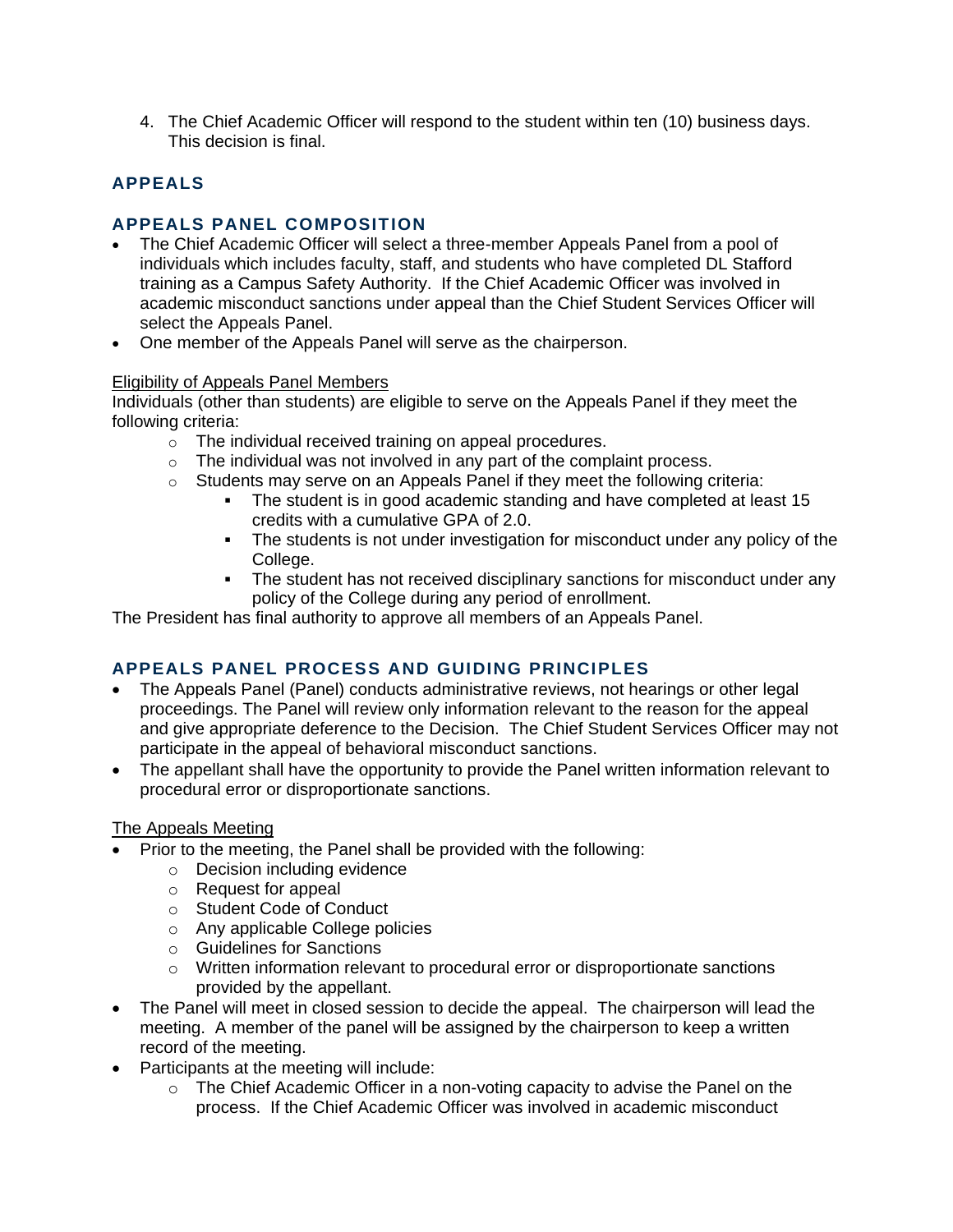4. The Chief Academic Officer will respond to the student within ten (10) business days. This decision is final.

## APPEALS

### APPEALS PANEL COMPOSITION

- The Chief Academic Officer will select a three-member Appeals Panel from a pool of individuals which includes faculty, staff, and students who have completed DL Stafford training as a Campus Safety Authority. If the Chief Academic Officer was involved in academic misconduct sanctions under appeal than the Chief Student Services Officer will select the Appeals Panel.
- One member of the Appeals Panel will serve as the chairperson.

<u>Eligibility of Appeals Panel Members</u>

Individuals (other than students) are eligible to serve on the Appeals Panel if they meet the following criteria:

- The individual received training on appeal procedures.
- The individual was not involved in any part of the complaint process.
- Students may serve on an Appeals Panel if they meet the following criteria:
  - The student is in good academic standing and have completed at least 15 credits with a cumulative GPA of 2.0.
  - The students is not under investigation for misconduct under any policy of the College.
  - The student has not received disciplinary sanctions for misconduct under any policy of the College during any period of enrollment.

The President has final authority to approve all members of an Appeals Panel.

### APPEALS PANEL PROCESS AND GUIDING PRINCIPLES

- The Appeals Panel (Panel) conducts administrative reviews, not hearings or other legal proceedings. The Panel will review only information relevant to the reason for the appeal and give appropriate deference to the Decision. The Chief Student Services Officer may not participate in the appeal of behavioral misconduct sanctions.
- The appellant shall have the opportunity to provide the Panel written information relevant to procedural error or disproportionate sanctions.

<u>The Appeals Meeting</u>

- Prior to the meeting, the Panel shall be provided with the following:
  - Decision including evidence
  - Request for appeal
  - Student Code of Conduct
  - Any applicable College policies
  - Guidelines for Sanctions
  - Written information relevant to procedural error or disproportionate sanctions provided by the appellant.
- The Panel will meet in closed session to decide the appeal. The chairperson will lead the meeting. A member of the panel will be assigned by the chairperson to keep a written record of the meeting.
- Participants at the meeting will include:
  - The Chief Academic Officer in a non-voting capacity to advise the Panel on the process. If the Chief Academic Officer was involved in academic misconduct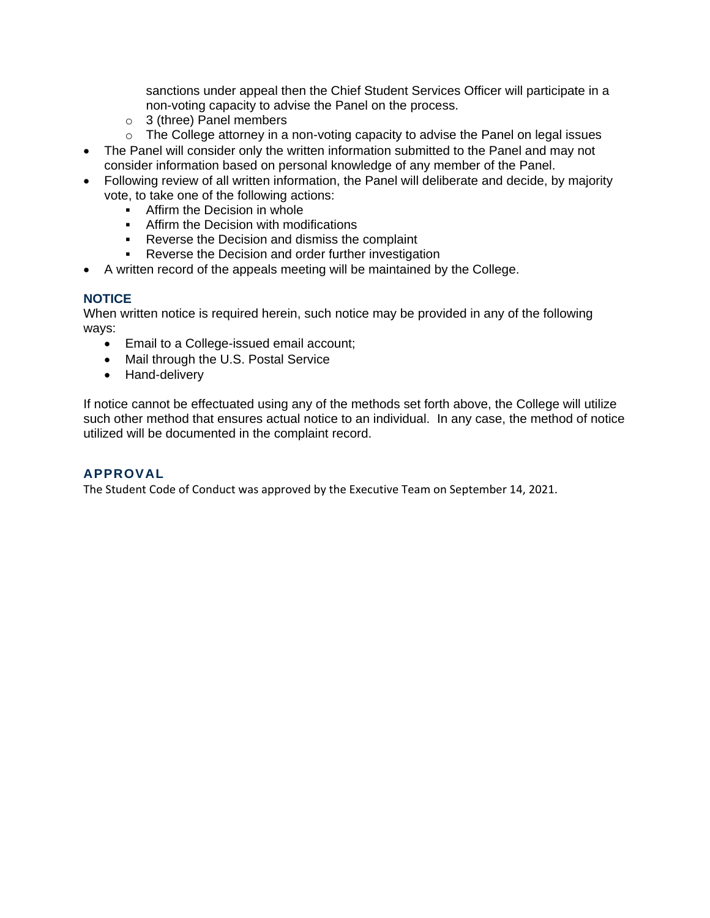sanctions under appeal then the Chief Student Services Officer will participate in a non-voting capacity to advise the Panel on the process.
    - 3 (three) Panel members
    - The College attorney in a non-voting capacity to advise the Panel on legal issues
- The Panel will consider only the written information submitted to the Panel and may not consider information based on personal knowledge of any member of the Panel.
- Following review of all written information, the Panel will deliberate and decide, by majority vote, to take one of the following actions:
    - Affirm the Decision in whole
    - Affirm the Decision with modifications
    - Reverse the Decision and dismiss the complaint
    - Reverse the Decision and order further investigation
- A written record of the appeals meeting will be maintained by the College.

## NOTICE

When written notice is required herein, such notice may be provided in any of the following ways:

- Email to a College-issued email account;
- Mail through the U.S. Postal Service
- Hand-delivery

If notice cannot be effectuated using any of the methods set forth above, the College will utilize such other method that ensures actual notice to an individual. In any case, the method of notice utilized will be documented in the complaint record.

## APPROVAL

The Student Code of Conduct was approved by the Executive Team on September 14, 2021.